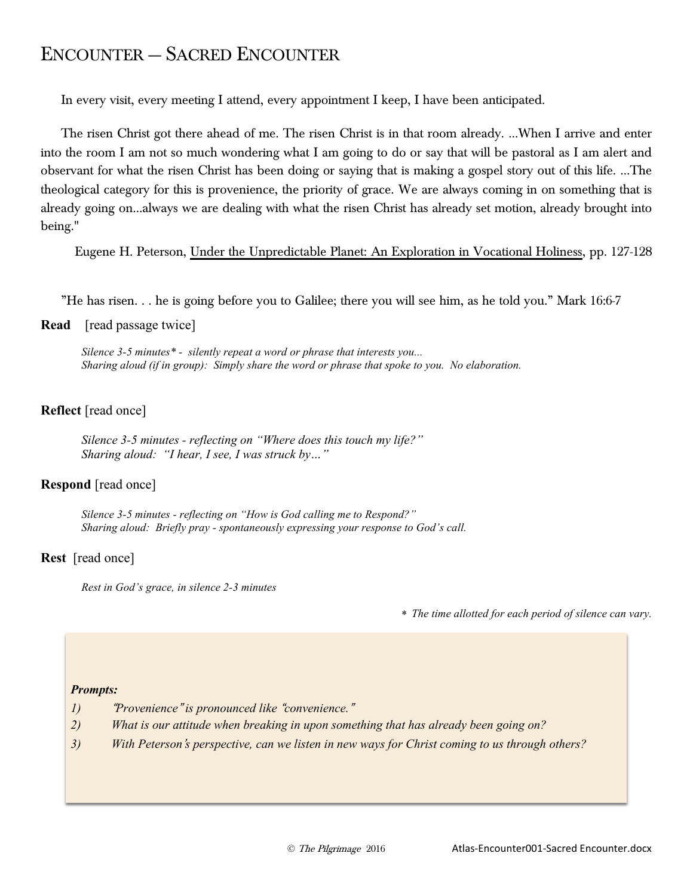# ENCOUNTER — SACRED ENCOUNTER

In every visit, every meeting I attend, every appointment I keep, I have been anticipated.

The risen Christ got there ahead of me. The risen Christ is in that room already. ...When I arrive and enter into the room I am not so much wondering what I am going to do or say that will be pastoral as I am alert and observant for what the risen Christ has been doing or saying that is making a gospel story out of this life. ...The theological category for this is provenience, the priority of grace. We are always coming in on something that is already going on...always we are dealing with what the risen Christ has already set motion, already brought into being."

Eugene H. Peterson, Under the Unpredictable Planet: An Exploration in Vocational Holiness, pp. 127-128

"He has risen. . . he is going before you to Galilee; there you will see him, as he told you." Mark 16:6-7

**Read** [read passage twice]

*Silence 3-5 minutes\* - silently repeat a word or phrase that interests you...*
*Sharing aloud (if in group): Simply share the word or phrase that spoke to you. No elaboration.*

**Reflect** [read once]

*Silence 3-5 minutes - reflecting on "Where does this touch my life?"*
*Sharing aloud: "I hear, I see, I was struck by…"*

**Respond** [read once]

*Silence 3-5 minutes - reflecting on "How is God calling me to Respond?"*
*Sharing aloud: Briefly pray - spontaneously expressing your response to God's call.*

**Rest** [read once]

*Rest in God's grace, in silence 2-3 minutes*

\* *The time allotted for each period of silence can vary.*

***Prompts:***

1) *"Provenience" is pronounced like "convenience."*
2) *What is our attitude when breaking in upon something that has already been going on?*
3) *With Peterson's perspective, can we listen in new ways for Christ coming to us through others?*

© *The Pilgrimage* 2016 Atlas-Encounter001-Sacred Encounter.docx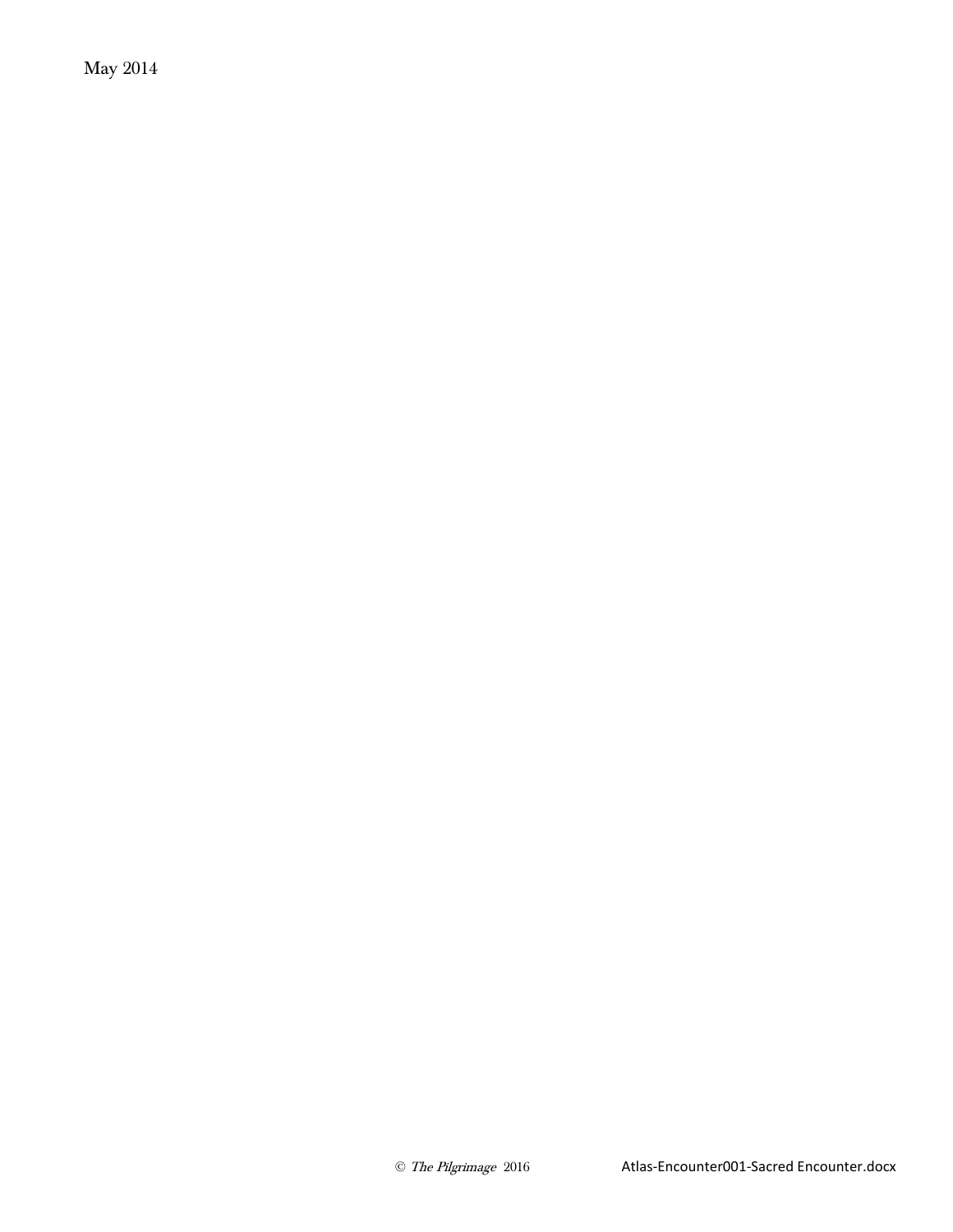May 2014